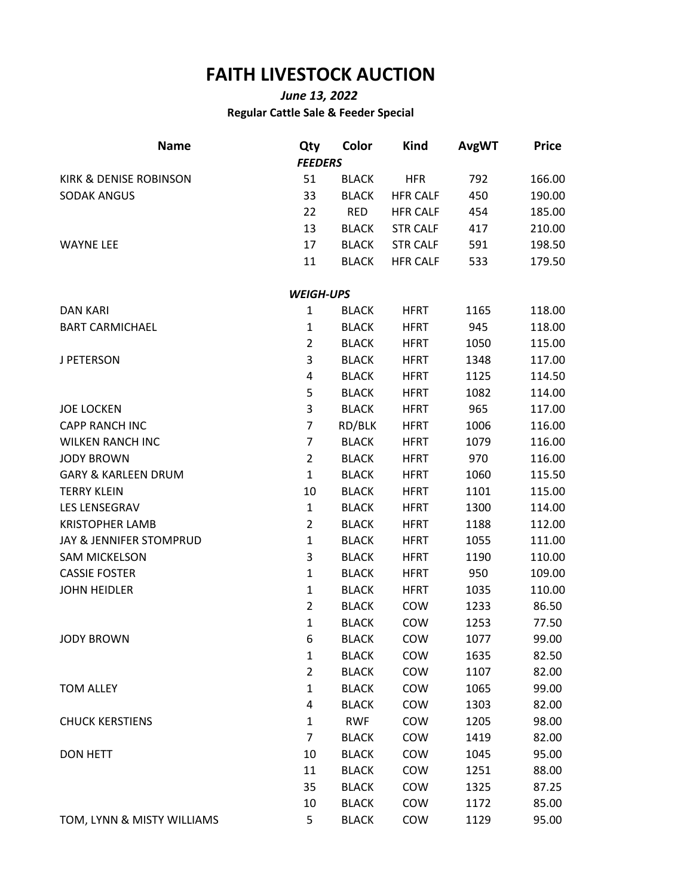# FAITH LIVESTOCK AUCTION

***June 13, 2022***

**Regular Cattle Sale & Feeder Special**

| Name | Qty | Color | Kind | AvgWT | Price |
|---|---|---|---|---|---|
| | ***FEEDERS*** | | | | |
| KIRK & DENISE ROBINSON | 51 | BLACK | HFR | 792 | 166.00 |
| SODAK ANGUS | 33 | BLACK | HFR CALF | 450 | 190.00 |
| | 22 | RED | HFR CALF | 454 | 185.00 |
| | 13 | BLACK | STR CALF | 417 | 210.00 |
| WAYNE LEE | 17 | BLACK | STR CALF | 591 | 198.50 |
| | 11 | BLACK | HFR CALF | 533 | 179.50 |
| | ***WEIGH-UPS*** | | | | |
| DAN KARI | 1 | BLACK | HFRT | 1165 | 118.00 |
| BART CARMICHAEL | 1 | BLACK | HFRT | 945 | 118.00 |
| | 2 | BLACK | HFRT | 1050 | 115.00 |
| J PETERSON | 3 | BLACK | HFRT | 1348 | 117.00 |
| | 4 | BLACK | HFRT | 1125 | 114.50 |
| | 5 | BLACK | HFRT | 1082 | 114.00 |
| JOE LOCKEN | 3 | BLACK | HFRT | 965 | 117.00 |
| CAPP RANCH INC | 7 | RD/BLK | HFRT | 1006 | 116.00 |
| WILKEN RANCH INC | 7 | BLACK | HFRT | 1079 | 116.00 |
| JODY BROWN | 2 | BLACK | HFRT | 970 | 116.00 |
| GARY & KARLEEN DRUM | 1 | BLACK | HFRT | 1060 | 115.50 |
| TERRY KLEIN | 10 | BLACK | HFRT | 1101 | 115.00 |
| LES LENSEGRAV | 1 | BLACK | HFRT | 1300 | 114.00 |
| KRISTOPHER LAMB | 2 | BLACK | HFRT | 1188 | 112.00 |
| JAY & JENNIFER STOMPRUD | 1 | BLACK | HFRT | 1055 | 111.00 |
| SAM MICKELSON | 3 | BLACK | HFRT | 1190 | 110.00 |
| CASSIE FOSTER | 1 | BLACK | HFRT | 950 | 109.00 |
| JOHN HEIDLER | 1 | BLACK | HFRT | 1035 | 110.00 |
| | 2 | BLACK | COW | 1233 | 86.50 |
| | 1 | BLACK | COW | 1253 | 77.50 |
| JODY BROWN | 6 | BLACK | COW | 1077 | 99.00 |
| | 1 | BLACK | COW | 1635 | 82.50 |
| | 2 | BLACK | COW | 1107 | 82.00 |
| TOM ALLEY | 1 | BLACK | COW | 1065 | 99.00 |
| | 4 | BLACK | COW | 1303 | 82.00 |
| CHUCK KERSTIENS | 1 | RWF | COW | 1205 | 98.00 |
| | 7 | BLACK | COW | 1419 | 82.00 |
| DON HETT | 10 | BLACK | COW | 1045 | 95.00 |
| | 11 | BLACK | COW | 1251 | 88.00 |
| | 35 | BLACK | COW | 1325 | 87.25 |
| | 10 | BLACK | COW | 1172 | 85.00 |
| TOM, LYNN & MISTY WILLIAMS | 5 | BLACK | COW | 1129 | 95.00 |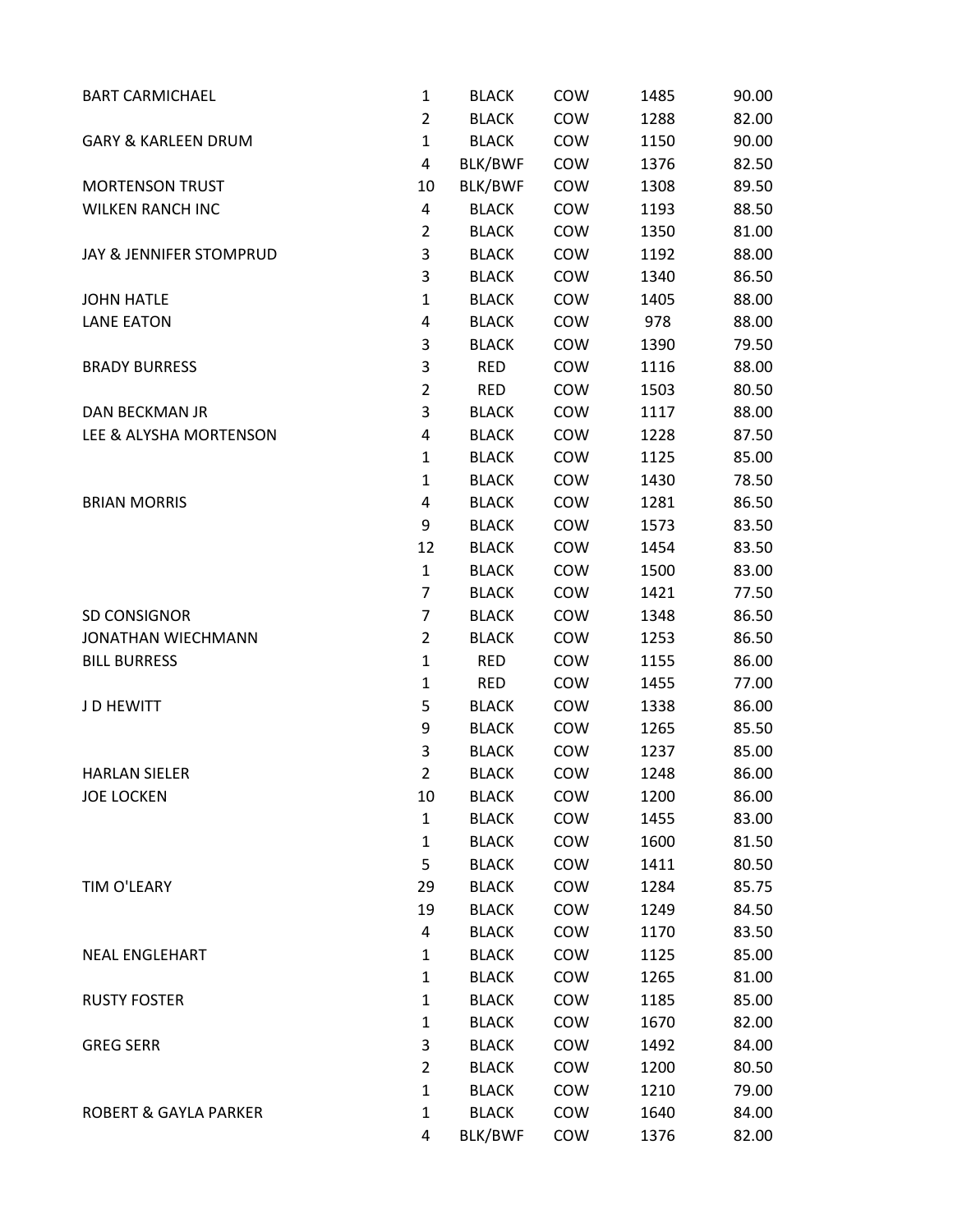| | | | | | |
|---|---|---|---|---|---|
| BART CARMICHAEL | 1 | BLACK | COW | 1485 | 90.00 |
| | 2 | BLACK | COW | 1288 | 82.00 |
| GARY & KARLEEN DRUM | 1 | BLACK | COW | 1150 | 90.00 |
| | 4 | BLK/BWF | COW | 1376 | 82.50 |
| MORTENSON TRUST | 10 | BLK/BWF | COW | 1308 | 89.50 |
| WILKEN RANCH INC | 4 | BLACK | COW | 1193 | 88.50 |
| | 2 | BLACK | COW | 1350 | 81.00 |
| JAY & JENNIFER STOMPRUD | 3 | BLACK | COW | 1192 | 88.00 |
| | 3 | BLACK | COW | 1340 | 86.50 |
| JOHN HATLE | 1 | BLACK | COW | 1405 | 88.00 |
| LANE EATON | 4 | BLACK | COW | 978 | 88.00 |
| | 3 | BLACK | COW | 1390 | 79.50 |
| BRADY BURRESS | 3 | RED | COW | 1116 | 88.00 |
| | 2 | RED | COW | 1503 | 80.50 |
| DAN BECKMAN JR | 3 | BLACK | COW | 1117 | 88.00 |
| LEE & ALYSHA MORTENSON | 4 | BLACK | COW | 1228 | 87.50 |
| | 1 | BLACK | COW | 1125 | 85.00 |
| | 1 | BLACK | COW | 1430 | 78.50 |
| BRIAN MORRIS | 4 | BLACK | COW | 1281 | 86.50 |
| | 9 | BLACK | COW | 1573 | 83.50 |
| | 12 | BLACK | COW | 1454 | 83.50 |
| | 1 | BLACK | COW | 1500 | 83.00 |
| | 7 | BLACK | COW | 1421 | 77.50 |
| SD CONSIGNOR | 7 | BLACK | COW | 1348 | 86.50 |
| JONATHAN WIECHMANN | 2 | BLACK | COW | 1253 | 86.50 |
| BILL BURRESS | 1 | RED | COW | 1155 | 86.00 |
| | 1 | RED | COW | 1455 | 77.00 |
| J D HEWITT | 5 | BLACK | COW | 1338 | 86.00 |
| | 9 | BLACK | COW | 1265 | 85.50 |
| | 3 | BLACK | COW | 1237 | 85.00 |
| HARLAN SIELER | 2 | BLACK | COW | 1248 | 86.00 |
| JOE LOCKEN | 10 | BLACK | COW | 1200 | 86.00 |
| | 1 | BLACK | COW | 1455 | 83.00 |
| | 1 | BLACK | COW | 1600 | 81.50 |
| | 5 | BLACK | COW | 1411 | 80.50 |
| TIM O'LEARY | 29 | BLACK | COW | 1284 | 85.75 |
| | 19 | BLACK | COW | 1249 | 84.50 |
| | 4 | BLACK | COW | 1170 | 83.50 |
| NEAL ENGLEHART | 1 | BLACK | COW | 1125 | 85.00 |
| | 1 | BLACK | COW | 1265 | 81.00 |
| RUSTY FOSTER | 1 | BLACK | COW | 1185 | 85.00 |
| | 1 | BLACK | COW | 1670 | 82.00 |
| GREG SERR | 3 | BLACK | COW | 1492 | 84.00 |
| | 2 | BLACK | COW | 1200 | 80.50 |
| | 1 | BLACK | COW | 1210 | 79.00 |
| ROBERT & GAYLA PARKER | 1 | BLACK | COW | 1640 | 84.00 |
| | 4 | BLK/BWF | COW | 1376 | 82.00 |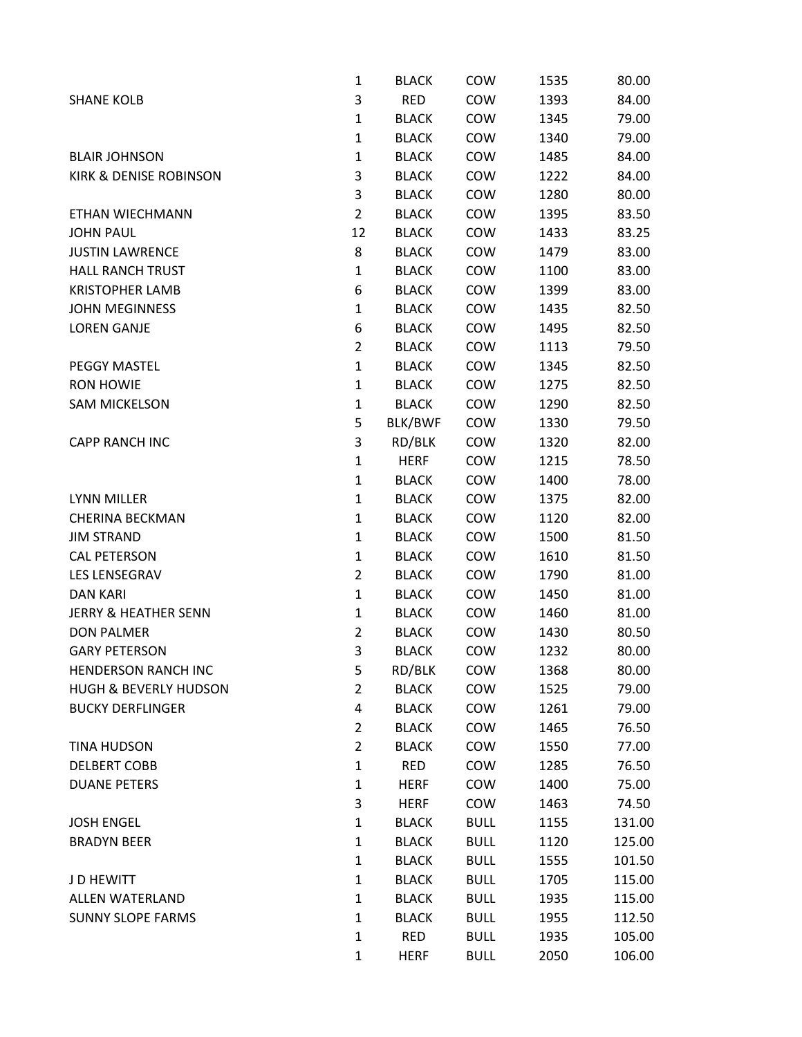| | | | | | |
|---|---|---|---|---|---|
| | 1 | BLACK | COW | 1535 | 80.00 |
| SHANE KOLB | 3 | RED | COW | 1393 | 84.00 |
| | 1 | BLACK | COW | 1345 | 79.00 |
| | 1 | BLACK | COW | 1340 | 79.00 |
| BLAIR JOHNSON | 1 | BLACK | COW | 1485 | 84.00 |
| KIRK & DENISE ROBINSON | 3 | BLACK | COW | 1222 | 84.00 |
| | 3 | BLACK | COW | 1280 | 80.00 |
| ETHAN WIECHMANN | 2 | BLACK | COW | 1395 | 83.50 |
| JOHN PAUL | 12 | BLACK | COW | 1433 | 83.25 |
| JUSTIN LAWRENCE | 8 | BLACK | COW | 1479 | 83.00 |
| HALL RANCH TRUST | 1 | BLACK | COW | 1100 | 83.00 |
| KRISTOPHER LAMB | 6 | BLACK | COW | 1399 | 83.00 |
| JOHN MEGINNESS | 1 | BLACK | COW | 1435 | 82.50 |
| LOREN GANJE | 6 | BLACK | COW | 1495 | 82.50 |
| | 2 | BLACK | COW | 1113 | 79.50 |
| PEGGY MASTEL | 1 | BLACK | COW | 1345 | 82.50 |
| RON HOWIE | 1 | BLACK | COW | 1275 | 82.50 |
| SAM MICKELSON | 1 | BLACK | COW | 1290 | 82.50 |
| | 5 | BLK/BWF | COW | 1330 | 79.50 |
| CAPP RANCH INC | 3 | RD/BLK | COW | 1320 | 82.00 |
| | 1 | HERF | COW | 1215 | 78.50 |
| | 1 | BLACK | COW | 1400 | 78.00 |
| LYNN MILLER | 1 | BLACK | COW | 1375 | 82.00 |
| CHERINA BECKMAN | 1 | BLACK | COW | 1120 | 82.00 |
| JIM STRAND | 1 | BLACK | COW | 1500 | 81.50 |
| CAL PETERSON | 1 | BLACK | COW | 1610 | 81.50 |
| LES LENSEGRAV | 2 | BLACK | COW | 1790 | 81.00 |
| DAN KARI | 1 | BLACK | COW | 1450 | 81.00 |
| JERRY & HEATHER SENN | 1 | BLACK | COW | 1460 | 81.00 |
| DON PALMER | 2 | BLACK | COW | 1430 | 80.50 |
| GARY PETERSON | 3 | BLACK | COW | 1232 | 80.00 |
| HENDERSON RANCH INC | 5 | RD/BLK | COW | 1368 | 80.00 |
| HUGH & BEVERLY HUDSON | 2 | BLACK | COW | 1525 | 79.00 |
| BUCKY DERFLINGER | 4 | BLACK | COW | 1261 | 79.00 |
| | 2 | BLACK | COW | 1465 | 76.50 |
| TINA HUDSON | 2 | BLACK | COW | 1550 | 77.00 |
| DELBERT COBB | 1 | RED | COW | 1285 | 76.50 |
| DUANE PETERS | 1 | HERF | COW | 1400 | 75.00 |
| | 3 | HERF | COW | 1463 | 74.50 |
| JOSH ENGEL | 1 | BLACK | BULL | 1155 | 131.00 |
| BRADYN BEER | 1 | BLACK | BULL | 1120 | 125.00 |
| | 1 | BLACK | BULL | 1555 | 101.50 |
| J D HEWITT | 1 | BLACK | BULL | 1705 | 115.00 |
| ALLEN WATERLAND | 1 | BLACK | BULL | 1935 | 115.00 |
| SUNNY SLOPE FARMS | 1 | BLACK | BULL | 1955 | 112.50 |
| | 1 | RED | BULL | 1935 | 105.00 |
| | 1 | HERF | BULL | 2050 | 106.00 |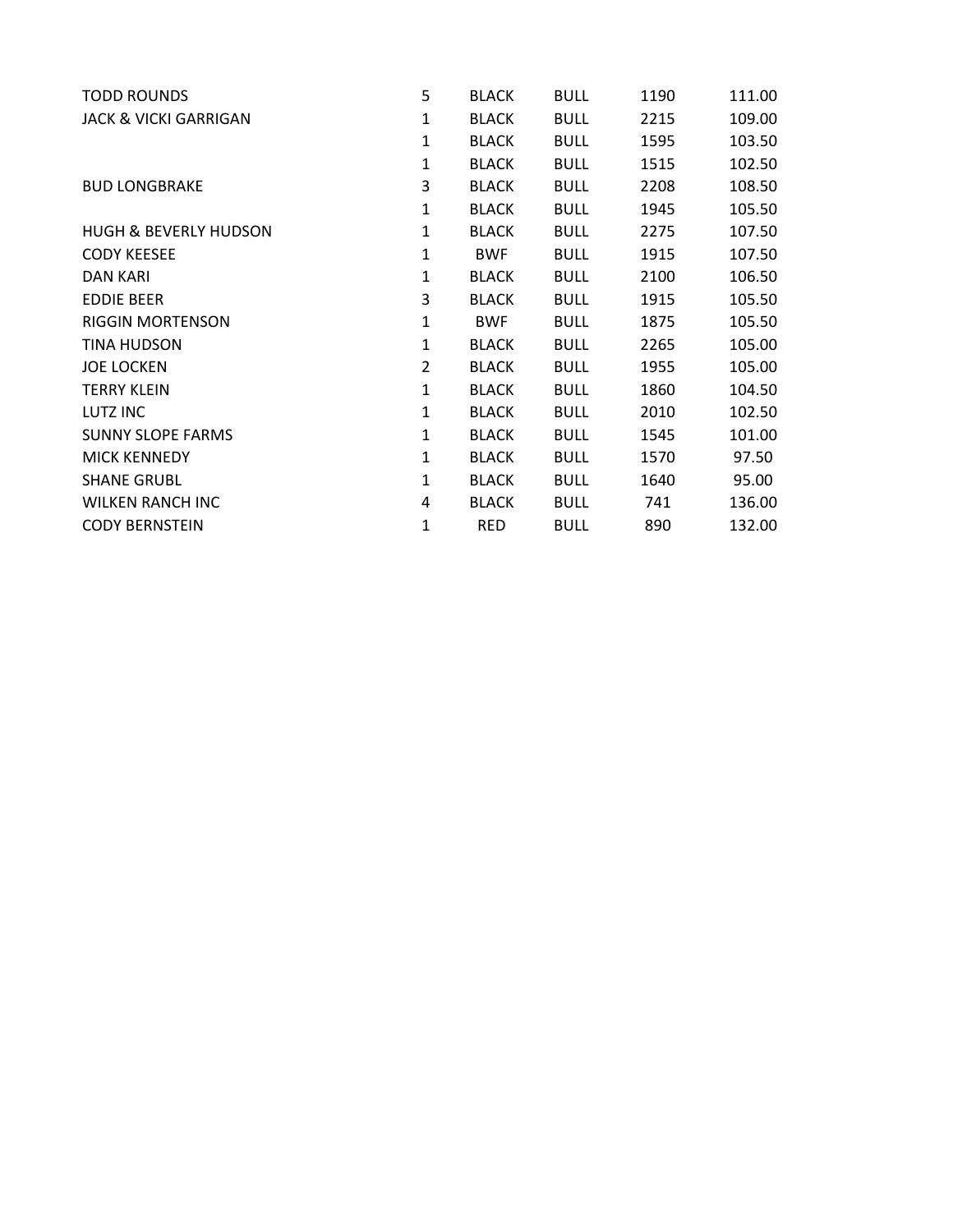| | | | | | |
|---|---|---|---|---|---|
| TODD ROUNDS | 5 | BLACK | BULL | 1190 | 111.00 |
| JACK & VICKI GARRIGAN | 1 | BLACK | BULL | 2215 | 109.00 |
| | 1 | BLACK | BULL | 1595 | 103.50 |
| | 1 | BLACK | BULL | 1515 | 102.50 |
| BUD LONGBRAKE | 3 | BLACK | BULL | 2208 | 108.50 |
| | 1 | BLACK | BULL | 1945 | 105.50 |
| HUGH & BEVERLY HUDSON | 1 | BLACK | BULL | 2275 | 107.50 |
| CODY KEESEE | 1 | BWF | BULL | 1915 | 107.50 |
| DAN KARI | 1 | BLACK | BULL | 2100 | 106.50 |
| EDDIE BEER | 3 | BLACK | BULL | 1915 | 105.50 |
| RIGGIN MORTENSON | 1 | BWF | BULL | 1875 | 105.50 |
| TINA HUDSON | 1 | BLACK | BULL | 2265 | 105.00 |
| JOE LOCKEN | 2 | BLACK | BULL | 1955 | 105.00 |
| TERRY KLEIN | 1 | BLACK | BULL | 1860 | 104.50 |
| LUTZ INC | 1 | BLACK | BULL | 2010 | 102.50 |
| SUNNY SLOPE FARMS | 1 | BLACK | BULL | 1545 | 101.00 |
| MICK KENNEDY | 1 | BLACK | BULL | 1570 | 97.50 |
| SHANE GRUBL | 1 | BLACK | BULL | 1640 | 95.00 |
| WILKEN RANCH INC | 4 | BLACK | BULL | 741 | 136.00 |
| CODY BERNSTEIN | 1 | RED | BULL | 890 | 132.00 |